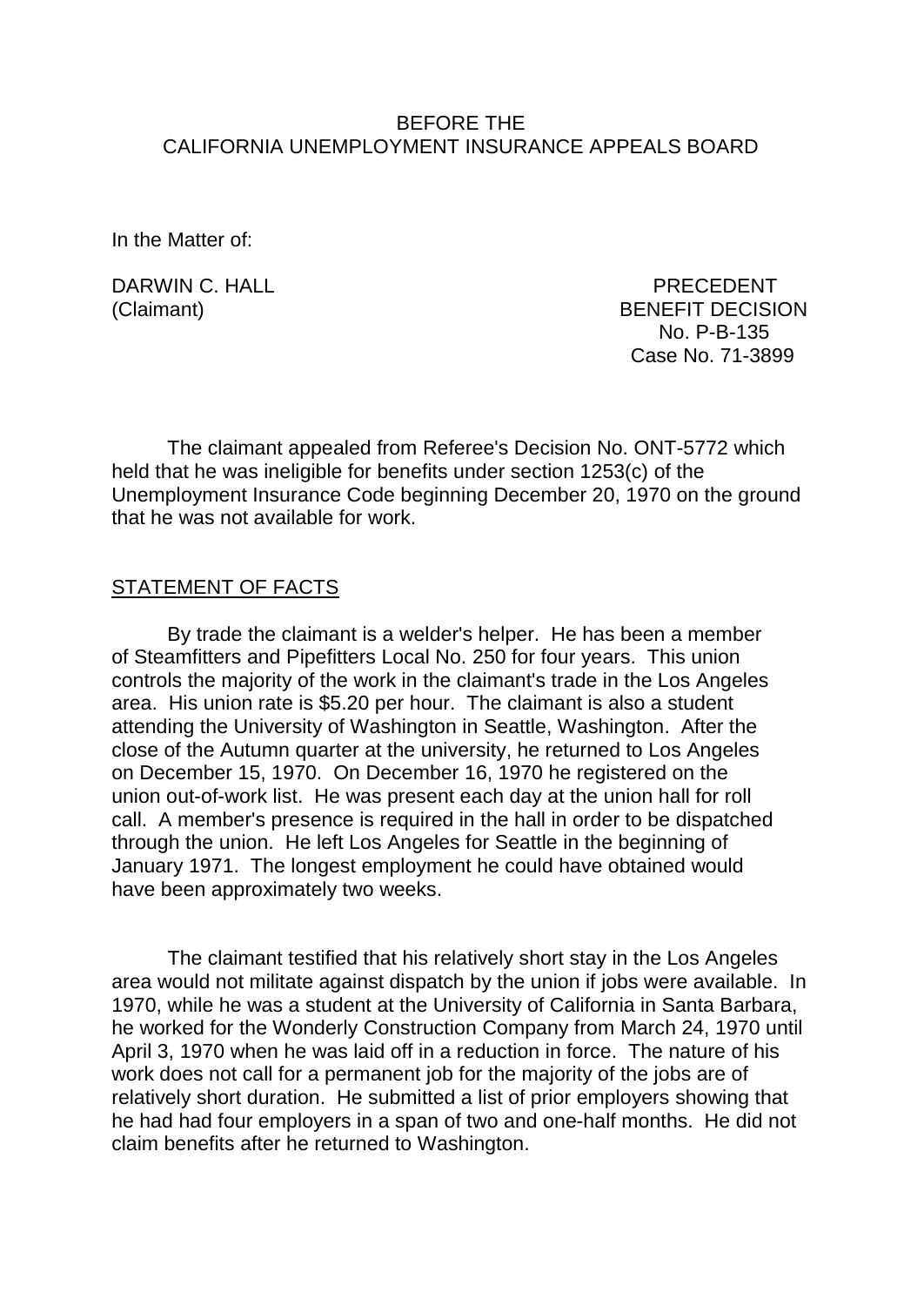BEFORE THE
CALIFORNIA UNEMPLOYMENT INSURANCE APPEALS BOARD

In the Matter of:

DARWIN C. HALL
(Claimant)

PRECEDENT
BENEFIT DECISION
No. P-B-135
Case No. 71-3899

The claimant appealed from Referee's Decision No. ONT-5772 which held that he was ineligible for benefits under section 1253(c) of the Unemployment Insurance Code beginning December 20, 1970 on the ground that he was not available for work.

## STATEMENT OF FACTS

By trade the claimant is a welder's helper. He has been a member of Steamfitters and Pipefitters Local No. 250 for four years. This union controls the majority of the work in the claimant's trade in the Los Angeles area. His union rate is $5.20 per hour. The claimant is also a student attending the University of Washington in Seattle, Washington. After the close of the Autumn quarter at the university, he returned to Los Angeles on December 15, 1970. On December 16, 1970 he registered on the union out-of-work list. He was present each day at the union hall for roll call. A member's presence is required in the hall in order to be dispatched through the union. He left Los Angeles for Seattle in the beginning of January 1971. The longest employment he could have obtained would have been approximately two weeks.

The claimant testified that his relatively short stay in the Los Angeles area would not militate against dispatch by the union if jobs were available. In 1970, while he was a student at the University of California in Santa Barbara, he worked for the Wonderly Construction Company from March 24, 1970 until April 3, 1970 when he was laid off in a reduction in force. The nature of his work does not call for a permanent job for the majority of the jobs are of relatively short duration. He submitted a list of prior employers showing that he had had four employers in a span of two and one-half months. He did not claim benefits after he returned to Washington.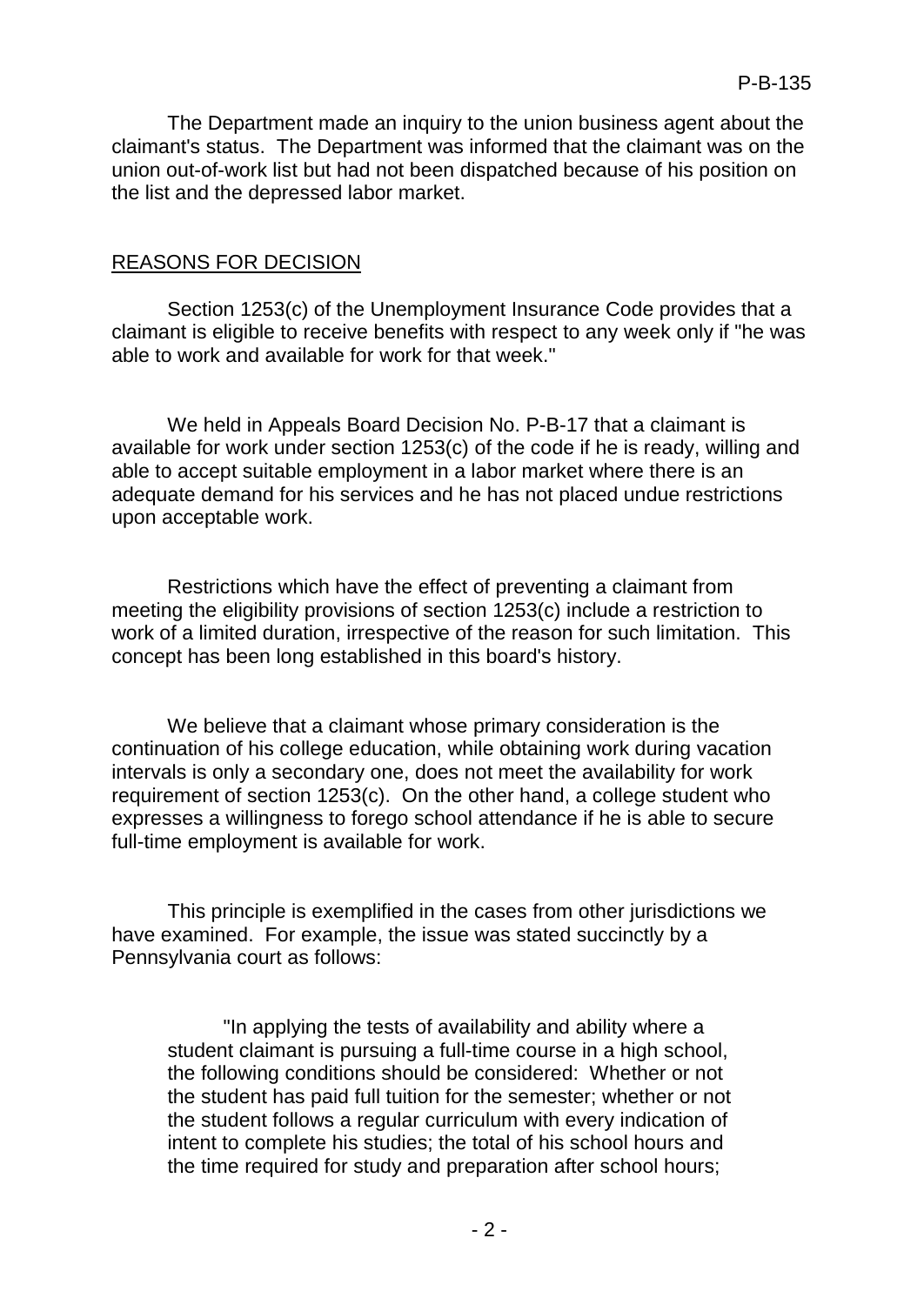The Department made an inquiry to the union business agent about the claimant's status. The Department was informed that the claimant was on the union out-of-work list but had not been dispatched because of his position on the list and the depressed labor market.

## REASONS FOR DECISION

Section 1253(c) of the Unemployment Insurance Code provides that a claimant is eligible to receive benefits with respect to any week only if "he was able to work and available for work for that week."

We held in Appeals Board Decision No. P-B-17 that a claimant is available for work under section 1253(c) of the code if he is ready, willing and able to accept suitable employment in a labor market where there is an adequate demand for his services and he has not placed undue restrictions upon acceptable work.

Restrictions which have the effect of preventing a claimant from meeting the eligibility provisions of section 1253(c) include a restriction to work of a limited duration, irrespective of the reason for such limitation. This concept has been long established in this board's history.

We believe that a claimant whose primary consideration is the continuation of his college education, while obtaining work during vacation intervals is only a secondary one, does not meet the availability for work requirement of section 1253(c). On the other hand, a college student who expresses a willingness to forego school attendance if he is able to secure full-time employment is available for work.

This principle is exemplified in the cases from other jurisdictions we have examined. For example, the issue was stated succinctly by a Pennsylvania court as follows:

> "In applying the tests of availability and ability where a student claimant is pursuing a full-time course in a high school, the following conditions should be considered: Whether or not the student has paid full tuition for the semester; whether or not the student follows a regular curriculum with every indication of intent to complete his studies; the total of his school hours and the time required for study and preparation after school hours;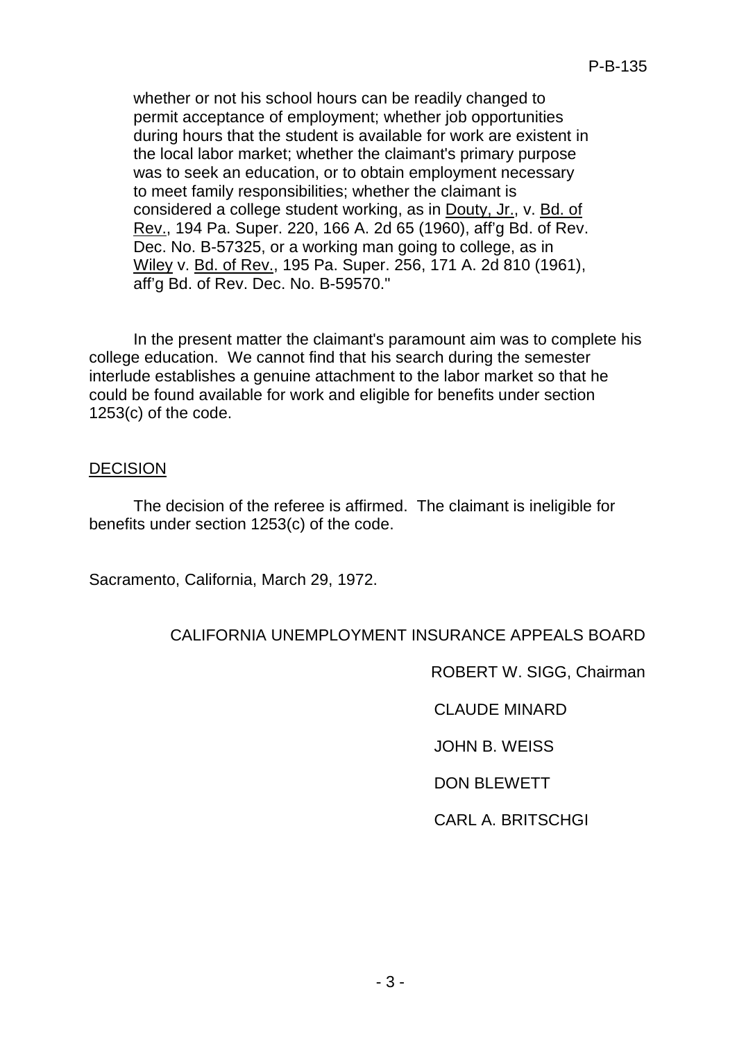whether or not his school hours can be readily changed to permit acceptance of employment; whether job opportunities during hours that the student is available for work are existent in the local labor market; whether the claimant's primary purpose was to seek an education, or to obtain employment necessary to meet family responsibilities; whether the claimant is considered a college student working, as in Douty, Jr., v. Bd. of Rev., 194 Pa. Super. 220, 166 A. 2d 65 (1960), aff'g Bd. of Rev. Dec. No. B-57325, or a working man going to college, as in Wiley v. Bd. of Rev., 195 Pa. Super. 256, 171 A. 2d 810 (1961), aff'g Bd. of Rev. Dec. No. B-59570."

In the present matter the claimant's paramount aim was to complete his college education. We cannot find that his search during the semester interlude establishes a genuine attachment to the labor market so that he could be found available for work and eligible for benefits under section 1253(c) of the code.

## DECISION

The decision of the referee is affirmed. The claimant is ineligible for benefits under section 1253(c) of the code.

Sacramento, California, March 29, 1972.

CALIFORNIA UNEMPLOYMENT INSURANCE APPEALS BOARD

ROBERT W. SIGG, Chairman

CLAUDE MINARD

JOHN B. WEISS

DON BLEWETT

CARL A. BRITSCHGI